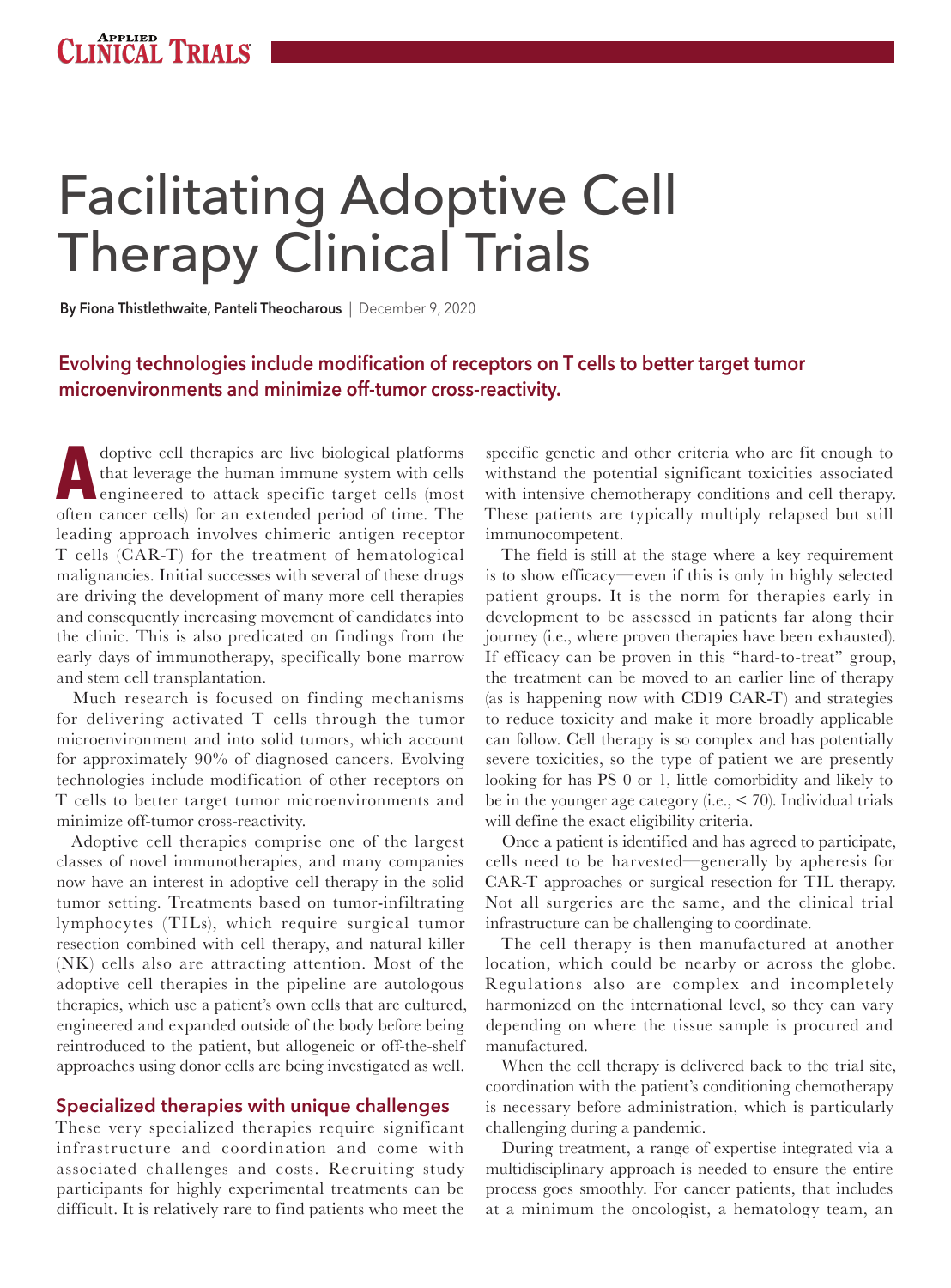# Facilitating Adoptive Cell Therapy Clinical Trials

**By Fiona Thistlethwaite, Panteli Theocharous** | December 9, 2020

## Evolving technologies include modification of receptors on T cells to better target tumor microenvironments and minimize off-tumor cross-reactivity.

Adoptive cell therapies are live biological platforms that leverage the human immune system with cells engineered to attack specific target cells (most often cancer cells) for an extended period of time. The leading approach involves chimeric antigen receptor T cells (CAR-T) for the treatment of hematological malignancies. Initial successes with several of these drugs are driving the development of many more cell therapies and consequently increasing movement of candidates into the clinic. This is also predicated on findings from the early days of immunotherapy, specifically bone marrow and stem cell transplantation.

Much research is focused on finding mechanisms for delivering activated T cells through the tumor microenvironment and into solid tumors, which account for approximately 90% of diagnosed cancers. Evolving technologies include modification of other receptors on T cells to better target tumor microenvironments and minimize off-tumor cross-reactivity.

Adoptive cell therapies comprise one of the largest classes of novel immunotherapies, and many companies now have an interest in adoptive cell therapy in the solid tumor setting. Treatments based on tumor-infiltrating lymphocytes (TILs), which require surgical tumor resection combined with cell therapy, and natural killer (NK) cells also are attracting attention. Most of the adoptive cell therapies in the pipeline are autologous therapies, which use a patient's own cells that are cultured, engineered and expanded outside of the body before being reintroduced to the patient, but allogeneic or off-the-shelf approaches using donor cells are being investigated as well.

### Specialized therapies with unique challenges

These very specialized therapies require significant infrastructure and coordination and come with associated challenges and costs. Recruiting study participants for highly experimental treatments can be difficult. It is relatively rare to find patients who meet the specific genetic and other criteria who are fit enough to withstand the potential significant toxicities associated with intensive chemotherapy conditions and cell therapy. These patients are typically multiply relapsed but still immunocompetent.

The field is still at the stage where a key requirement is to show efficacy—even if this is only in highly selected patient groups. It is the norm for therapies early in development to be assessed in patients far along their journey (i.e., where proven therapies have been exhausted). If efficacy can be proven in this "hard-to-treat" group, the treatment can be moved to an earlier line of therapy (as is happening now with CD19 CAR-T) and strategies to reduce toxicity and make it more broadly applicable can follow. Cell therapy is so complex and has potentially severe toxicities, so the type of patient we are presently looking for has PS 0 or 1, little comorbidity and likely to be in the younger age category (i.e., < 70). Individual trials will define the exact eligibility criteria.

Once a patient is identified and has agreed to participate, cells need to be harvested—generally by apheresis for CAR-T approaches or surgical resection for TIL therapy. Not all surgeries are the same, and the clinical trial infrastructure can be challenging to coordinate.

The cell therapy is then manufactured at another location, which could be nearby or across the globe. Regulations also are complex and incompletely harmonized on the international level, so they can vary depending on where the tissue sample is procured and manufactured.

When the cell therapy is delivered back to the trial site, coordination with the patient's conditioning chemotherapy is necessary before administration, which is particularly challenging during a pandemic.

During treatment, a range of expertise integrated via a multidisciplinary approach is needed to ensure the entire process goes smoothly. For cancer patients, that includes at a minimum the oncologist, a hematology team, an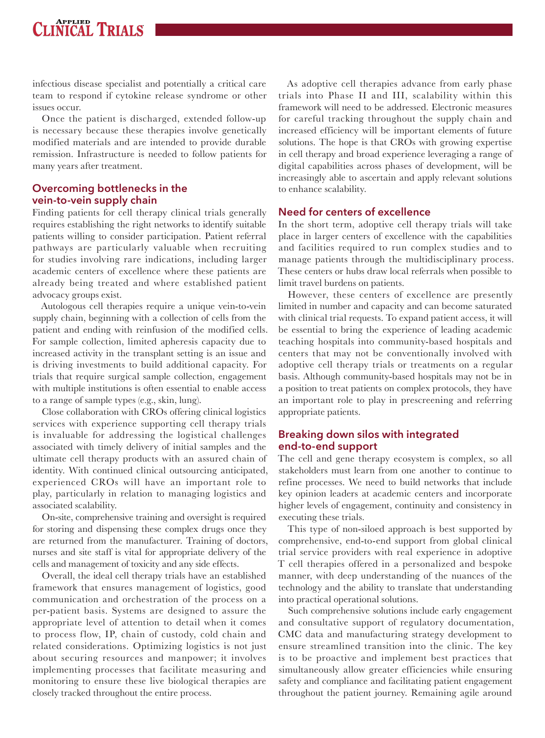infectious disease specialist and potentially a critical care team to respond if cytokine release syndrome or other issues occur.

Once the patient is discharged, extended follow-up is necessary because these therapies involve genetically modified materials and are intended to provide durable remission. Infrastructure is needed to follow patients for many years after treatment.

## Overcoming bottlenecks in the vein-to-vein supply chain

Finding patients for cell therapy clinical trials generally requires establishing the right networks to identify suitable patients willing to consider participation. Patient referral pathways are particularly valuable when recruiting for studies involving rare indications, including larger academic centers of excellence where these patients are already being treated and where established patient advocacy groups exist.

Autologous cell therapies require a unique vein-to-vein supply chain, beginning with a collection of cells from the patient and ending with reinfusion of the modified cells. For sample collection, limited apheresis capacity due to increased activity in the transplant setting is an issue and is driving investments to build additional capacity. For trials that require surgical sample collection, engagement with multiple institutions is often essential to enable access to a range of sample types (e.g., skin, lung).

Close collaboration with CROs offering clinical logistics services with experience supporting cell therapy trials is invaluable for addressing the logistical challenges associated with timely delivery of initial samples and the ultimate cell therapy products with an assured chain of identity. With continued clinical outsourcing anticipated, experienced CROs will have an important role to play, particularly in relation to managing logistics and associated scalability.

On-site, comprehensive training and oversight is required for storing and dispensing these complex drugs once they are returned from the manufacturer. Training of doctors, nurses and site staff is vital for appropriate delivery of the cells and management of toxicity and any side effects.

Overall, the ideal cell therapy trials have an established framework that ensures management of logistics, good communication and orchestration of the process on a per-patient basis. Systems are designed to assure the appropriate level of attention to detail when it comes to process flow, IP, chain of custody, cold chain and related considerations. Optimizing logistics is not just about securing resources and manpower; it involves implementing processes that facilitate measuring and monitoring to ensure these live biological therapies are closely tracked throughout the entire process.

As adoptive cell therapies advance from early phase trials into Phase II and III, scalability within this framework will need to be addressed. Electronic measures for careful tracking throughout the supply chain and increased efficiency will be important elements of future solutions. The hope is that CROs with growing expertise in cell therapy and broad experience leveraging a range of digital capabilities across phases of development, will be increasingly able to ascertain and apply relevant solutions to enhance scalability.

## Need for centers of excellence

In the short term, adoptive cell therapy trials will take place in larger centers of excellence with the capabilities and facilities required to run complex studies and to manage patients through the multidisciplinary process. These centers or hubs draw local referrals when possible to limit travel burdens on patients.

However, these centers of excellence are presently limited in number and capacity and can become saturated with clinical trial requests. To expand patient access, it will be essential to bring the experience of leading academic teaching hospitals into community-based hospitals and centers that may not be conventionally involved with adoptive cell therapy trials or treatments on a regular basis. Although community-based hospitals may not be in a position to treat patients on complex protocols, they have an important role to play in prescreening and referring appropriate patients.

## Breaking down silos with integrated end-to-end support

The cell and gene therapy ecosystem is complex, so all stakeholders must learn from one another to continue to refine processes. We need to build networks that include key opinion leaders at academic centers and incorporate higher levels of engagement, continuity and consistency in executing these trials.

This type of non-siloed approach is best supported by comprehensive, end-to-end support from global clinical trial service providers with real experience in adoptive T cell therapies offered in a personalized and bespoke manner, with deep understanding of the nuances of the technology and the ability to translate that understanding into practical operational solutions.

Such comprehensive solutions include early engagement and consultative support of regulatory documentation, CMC data and manufacturing strategy development to ensure streamlined transition into the clinic. The key is to be proactive and implement best practices that simultaneously allow greater efficiencies while ensuring safety and compliance and facilitating patient engagement throughout the patient journey. Remaining agile around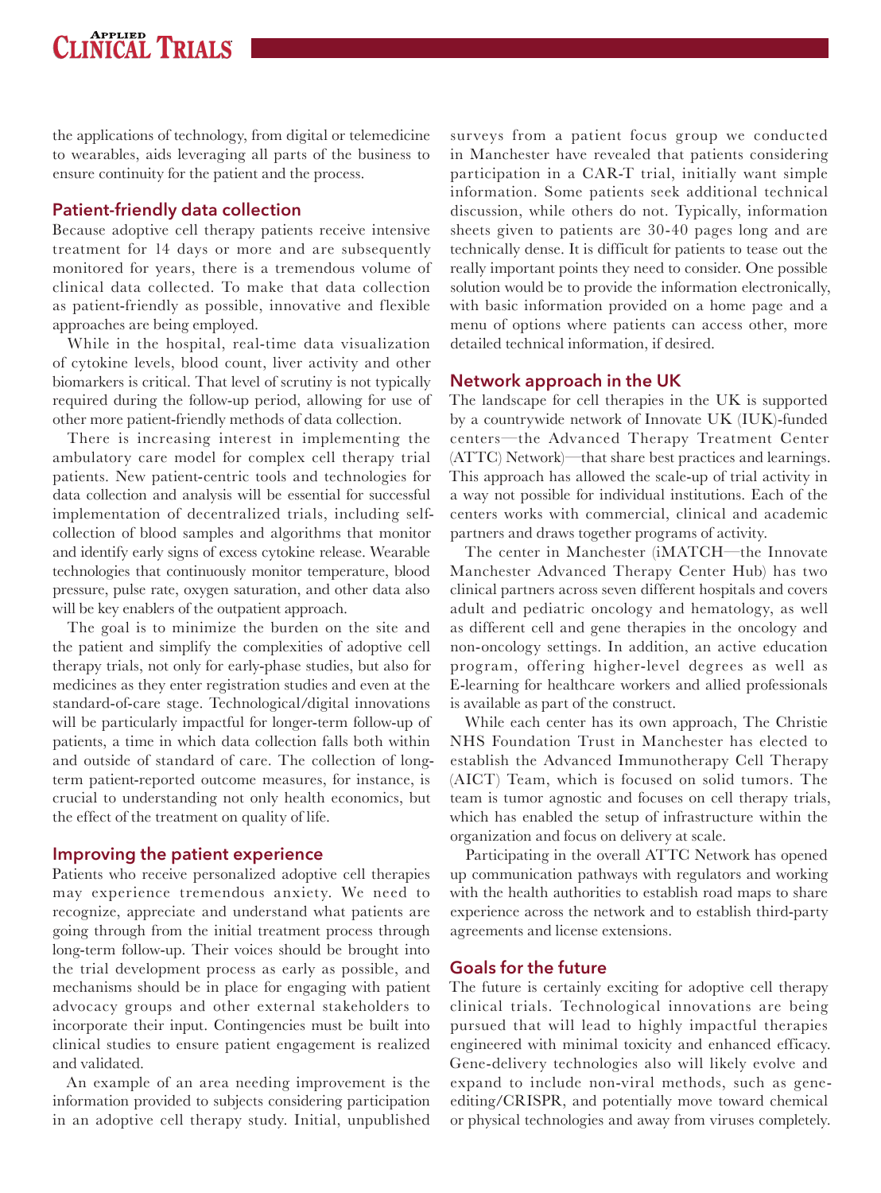the applications of technology, from digital or telemedicine to wearables, aids leveraging all parts of the business to ensure continuity for the patient and the process.

## Patient-friendly data collection

Because adoptive cell therapy patients receive intensive treatment for 14 days or more and are subsequently monitored for years, there is a tremendous volume of clinical data collected. To make that data collection as patient-friendly as possible, innovative and flexible approaches are being employed.

While in the hospital, real-time data visualization of cytokine levels, blood count, liver activity and other biomarkers is critical. That level of scrutiny is not typically required during the follow-up period, allowing for use of other more patient-friendly methods of data collection.

There is increasing interest in implementing the ambulatory care model for complex cell therapy trial patients. New patient-centric tools and technologies for data collection and analysis will be essential for successful implementation of decentralized trials, including self-collection of blood samples and algorithms that monitor and identify early signs of excess cytokine release. Wearable technologies that continuously monitor temperature, blood pressure, pulse rate, oxygen saturation, and other data also will be key enablers of the outpatient approach.

The goal is to minimize the burden on the site and the patient and simplify the complexities of adoptive cell therapy trials, not only for early-phase studies, but also for medicines as they enter registration studies and even at the standard-of-care stage. Technological/digital innovations will be particularly impactful for longer-term follow-up of patients, a time in which data collection falls both within and outside of standard of care. The collection of long-term patient-reported outcome measures, for instance, is crucial to understanding not only health economics, but the effect of the treatment on quality of life.

## Improving the patient experience

Patients who receive personalized adoptive cell therapies may experience tremendous anxiety. We need to recognize, appreciate and understand what patients are going through from the initial treatment process through long-term follow-up. Their voices should be brought into the trial development process as early as possible, and mechanisms should be in place for engaging with patient advocacy groups and other external stakeholders to incorporate their input. Contingencies must be built into clinical studies to ensure patient engagement is realized and validated.

An example of an area needing improvement is the information provided to subjects considering participation in an adoptive cell therapy study. Initial, unpublished surveys from a patient focus group we conducted in Manchester have revealed that patients considering participation in a CAR-T trial, initially want simple information. Some patients seek additional technical discussion, while others do not. Typically, information sheets given to patients are 30-40 pages long and are technically dense. It is difficult for patients to tease out the really important points they need to consider. One possible solution would be to provide the information electronically, with basic information provided on a home page and a menu of options where patients can access other, more detailed technical information, if desired.

## Network approach in the UK

The landscape for cell therapies in the UK is supported by a countrywide network of Innovate UK (IUK)-funded centers—the Advanced Therapy Treatment Center (ATTC) Network)—that share best practices and learnings. This approach has allowed the scale-up of trial activity in a way not possible for individual institutions. Each of the centers works with commercial, clinical and academic partners and draws together programs of activity.

The center in Manchester (iMATCH—the Innovate Manchester Advanced Therapy Center Hub) has two clinical partners across seven different hospitals and covers adult and pediatric oncology and hematology, as well as different cell and gene therapies in the oncology and non-oncology settings. In addition, an active education program, offering higher-level degrees as well as E-learning for healthcare workers and allied professionals is available as part of the construct.

While each center has its own approach, The Christie NHS Foundation Trust in Manchester has elected to establish the Advanced Immunotherapy Cell Therapy (AICT) Team, which is focused on solid tumors. The team is tumor agnostic and focuses on cell therapy trials, which has enabled the setup of infrastructure within the organization and focus on delivery at scale.

Participating in the overall ATTC Network has opened up communication pathways with regulators and working with the health authorities to establish road maps to share experience across the network and to establish third-party agreements and license extensions.

## Goals for the future

The future is certainly exciting for adoptive cell therapy clinical trials. Technological innovations are being pursued that will lead to highly impactful therapies engineered with minimal toxicity and enhanced efficacy. Gene-delivery technologies also will likely evolve and expand to include non-viral methods, such as gene-editing/CRISPR, and potentially move toward chemical or physical technologies and away from viruses completely.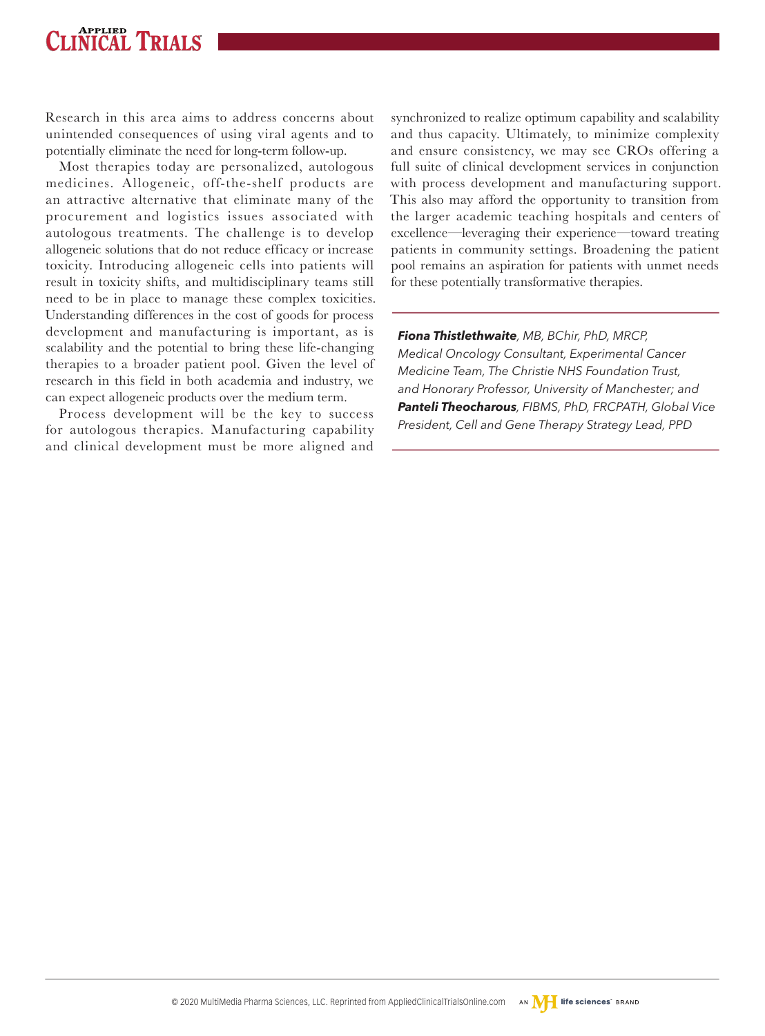Research in this area aims to address concerns about unintended consequences of using viral agents and to potentially eliminate the need for long-term follow-up.

Most therapies today are personalized, autologous medicines. Allogeneic, off-the-shelf products are an attractive alternative that eliminate many of the procurement and logistics issues associated with autologous treatments. The challenge is to develop allogeneic solutions that do not reduce efficacy or increase toxicity. Introducing allogeneic cells into patients will result in toxicity shifts, and multidisciplinary teams still need to be in place to manage these complex toxicities. Understanding differences in the cost of goods for process development and manufacturing is important, as is scalability and the potential to bring these life-changing therapies to a broader patient pool. Given the level of research in this field in both academia and industry, we can expect allogeneic products over the medium term.

Process development will be the key to success for autologous therapies. Manufacturing capability and clinical development must be more aligned and synchronized to realize optimum capability and scalability and thus capacity. Ultimately, to minimize complexity and ensure consistency, we may see CROs offering a full suite of clinical development services in conjunction with process development and manufacturing support. This also may afford the opportunity to transition from the larger academic teaching hospitals and centers of excellence—leveraging their experience—toward treating patients in community settings. Broadening the patient pool remains an aspiration for patients with unmet needs for these potentially transformative therapies.

---

***Fiona Thistlethwaite**, MB, BChir, PhD, MRCP, Medical Oncology Consultant, Experimental Cancer Medicine Team, The Christie NHS Foundation Trust, and Honorary Professor, University of Manchester; and **Panteli Theocharous**, FIBMS, PhD, FRCPATH, Global Vice President, Cell and Gene Therapy Strategy Lead, PPD*

---

© 2020 MultiMedia Pharma Sciences, LLC. Reprinted from AppliedClinicalTrialsOnline.com